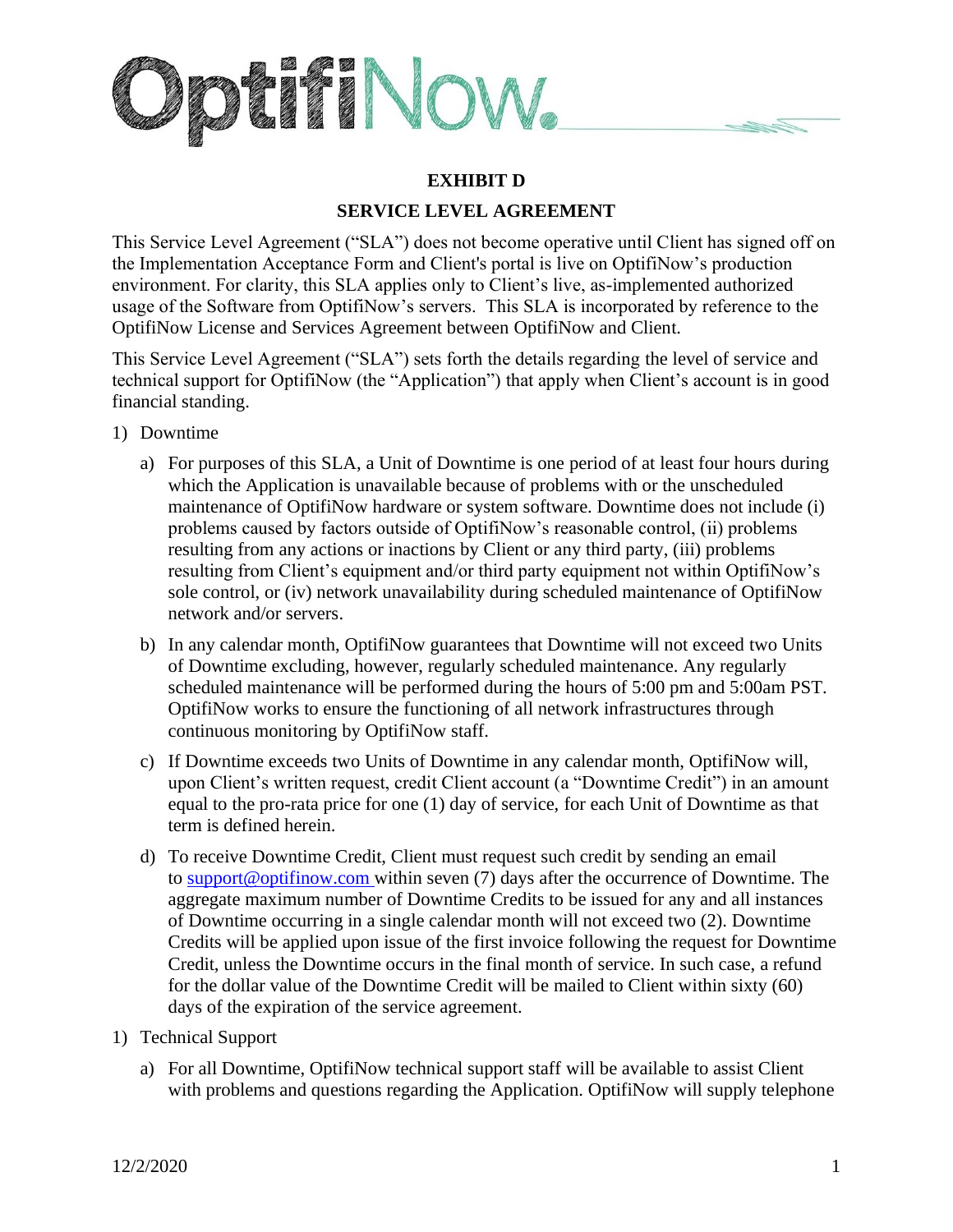# EXHIBIT D

## SERVICE LEVEL AGREEMENT

This Service Level Agreement ("SLA") does not become operative until Client has signed off on the Implementation Acceptance Form and Client's portal is live on OptifiNow's production environment. For clarity, this SLA applies only to Client's live, as-implemented authorized usage of the Software from OptifiNow's servers. This SLA is incorporated by reference to the OptifiNow License and Services Agreement between OptifiNow and Client.

This Service Level Agreement ("SLA") sets forth the details regarding the level of service and technical support for OptifiNow (the "Application") that apply when Client's account is in good financial standing.

1) Downtime

   a) For purposes of this SLA, a Unit of Downtime is one period of at least four hours during which the Application is unavailable because of problems with or the unscheduled maintenance of OptifiNow hardware or system software. Downtime does not include (i) problems caused by factors outside of OptifiNow's reasonable control, (ii) problems resulting from any actions or inactions by Client or any third party, (iii) problems resulting from Client's equipment and/or third party equipment not within OptifiNow's sole control, or (iv) network unavailability during scheduled maintenance of OptifiNow network and/or servers.

   b) In any calendar month, OptifiNow guarantees that Downtime will not exceed two Units of Downtime excluding, however, regularly scheduled maintenance. Any regularly scheduled maintenance will be performed during the hours of 5:00 pm and 5:00am PST. OptifiNow works to ensure the functioning of all network infrastructures through continuous monitoring by OptifiNow staff.

   c) If Downtime exceeds two Units of Downtime in any calendar month, OptifiNow will, upon Client's written request, credit Client account (a "Downtime Credit") in an amount equal to the pro-rata price for one (1) day of service, for each Unit of Downtime as that term is defined herein.

   d) To receive Downtime Credit, Client must request such credit by sending an email to support@optifinow.com within seven (7) days after the occurrence of Downtime. The aggregate maximum number of Downtime Credits to be issued for any and all instances of Downtime occurring in a single calendar month will not exceed two (2). Downtime Credits will be applied upon issue of the first invoice following the request for Downtime Credit, unless the Downtime occurs in the final month of service. In such case, a refund for the dollar value of the Downtime Credit will be mailed to Client within sixty (60) days of the expiration of the service agreement.

1) Technical Support

   a) For all Downtime, OptifiNow technical support staff will be available to assist Client with problems and questions regarding the Application. OptifiNow will supply telephone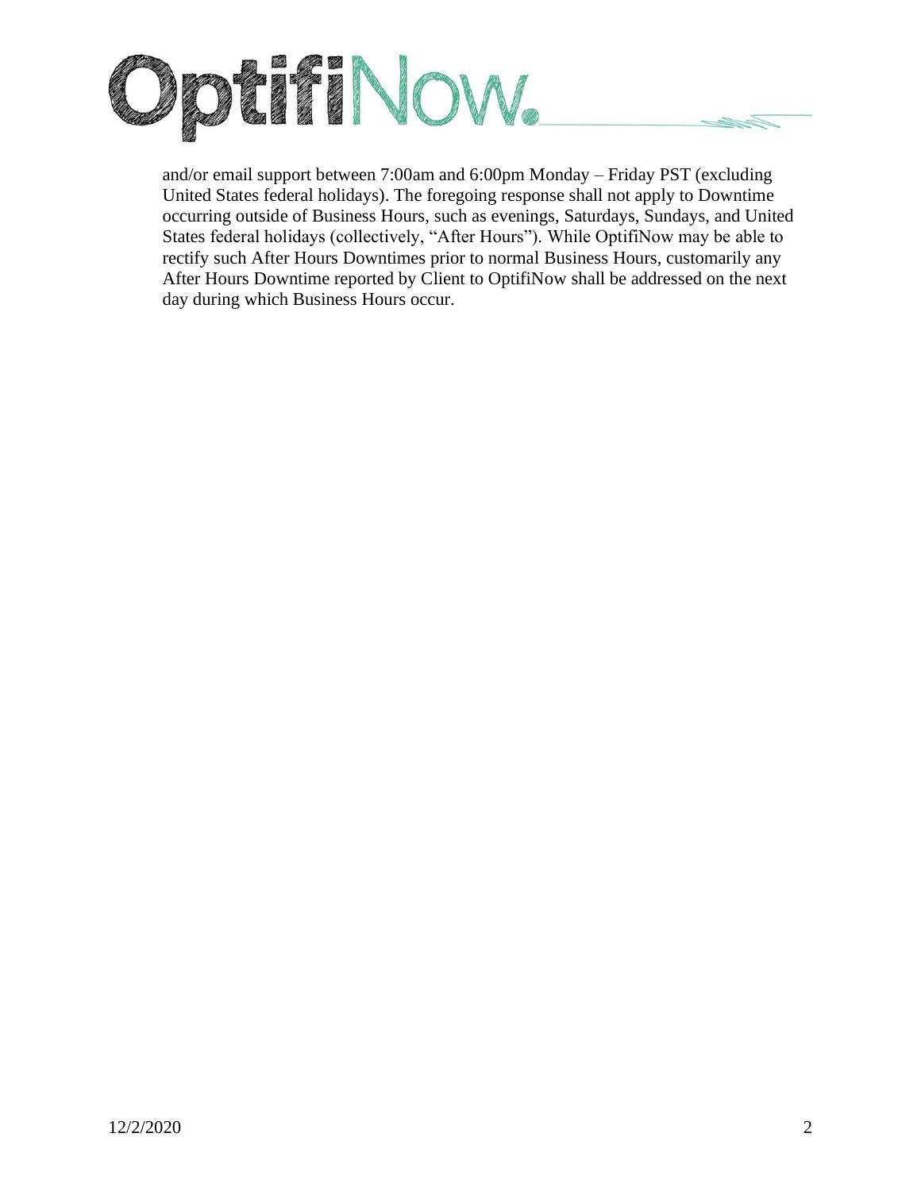and/or email support between 7:00am and 6:00pm Monday – Friday PST (excluding United States federal holidays). The foregoing response shall not apply to Downtime occurring outside of Business Hours, such as evenings, Saturdays, Sundays, and United States federal holidays (collectively, "After Hours"). While OptifiNow may be able to rectify such After Hours Downtimes prior to normal Business Hours, customarily any After Hours Downtime reported by Client to OptifiNow shall be addressed on the next day during which Business Hours occur.